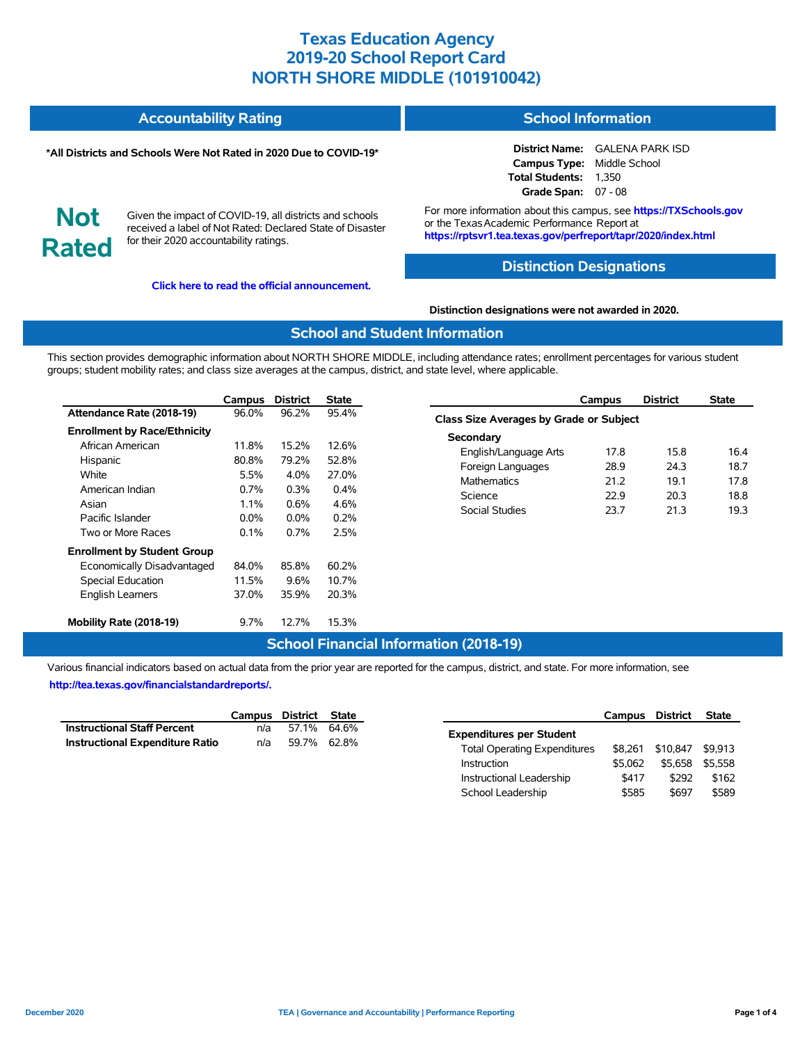# Texas Education Agency
# 2019-20 School Report Card
# NORTH SHORE MIDDLE (101910042)

## Accountability Rating

**\*All Districts and Schools Were Not Rated in 2020 Due to COVID-19\***

**Not Rated**

Given the impact of COVID-19, all districts and schools received a label of Not Rated: Declared State of Disaster for their 2020 accountability ratings.

**Click here to read the official announcement.**

## School Information

**District Name:** GALENA PARK ISD
**Campus Type:** Middle School
**Total Students:** 1,350
**Grade Span:** 07 - 08

For more information about this campus, see **https://TXSchools.gov** or the Texas Academic Performance Report at **https://rptsvr1.tea.texas.gov/perfreport/tapr/2020/index.html**

## Distinction Designations

**Distinction designations were not awarded in 2020.**

## School and Student Information

This section provides demographic information about NORTH SHORE MIDDLE, including attendance rates; enrollment percentages for various student groups; student mobility rates; and class size averages at the campus, district, and state level, where applicable.

| | Campus | District | State |
|---|---|---|---|
| **Attendance Rate (2018-19)** | 96.0% | 96.2% | 95.4% |
| **Enrollment by Race/Ethnicity** | | | |
| African American | 11.8% | 15.2% | 12.6% |
| Hispanic | 80.8% | 79.2% | 52.8% |
| White | 5.5% | 4.0% | 27.0% |
| American Indian | 0.7% | 0.3% | 0.4% |
| Asian | 1.1% | 0.6% | 4.6% |
| Pacific Islander | 0.0% | 0.0% | 0.2% |
| Two or More Races | 0.1% | 0.7% | 2.5% |
| **Enrollment by Student Group** | | | |
| Economically Disadvantaged | 84.0% | 85.8% | 60.2% |
| Special Education | 11.5% | 9.6% | 10.7% |
| English Learners | 37.0% | 35.9% | 20.3% |
| **Mobility Rate (2018-19)** | 9.7% | 12.7% | 15.3% |

| | Campus | District | State |
|---|---|---|---|
| **Class Size Averages by Grade or Subject** | | | |
| **Secondary** | | | |
| English/Language Arts | 17.8 | 15.8 | 16.4 |
| Foreign Languages | 28.9 | 24.3 | 18.7 |
| Mathematics | 21.2 | 19.1 | 17.8 |
| Science | 22.9 | 20.3 | 18.8 |
| Social Studies | 23.7 | 21.3 | 19.3 |

## School Financial Information (2018-19)

Various financial indicators based on actual data from the prior year are reported for the campus, district, and state. For more information, see **http://tea.texas.gov/financialstandardreports/.**

| | Campus | District | State |
|---|---|---|---|
| **Instructional Staff Percent** | n/a | 57.1% | 64.6% |
| **Instructional Expenditure Ratio** | n/a | 59.7% | 62.8% |

| | Campus | District | State |
|---|---|---|---|
| **Expenditures per Student** | | | |
| Total Operating Expenditures | $8,261 | $10,847 | $9,913 |
| Instruction | $5,062 | $5,658 | $5,558 |
| Instructional Leadership | $417 | $292 | $162 |
| School Leadership | $585 | $697 | $589 |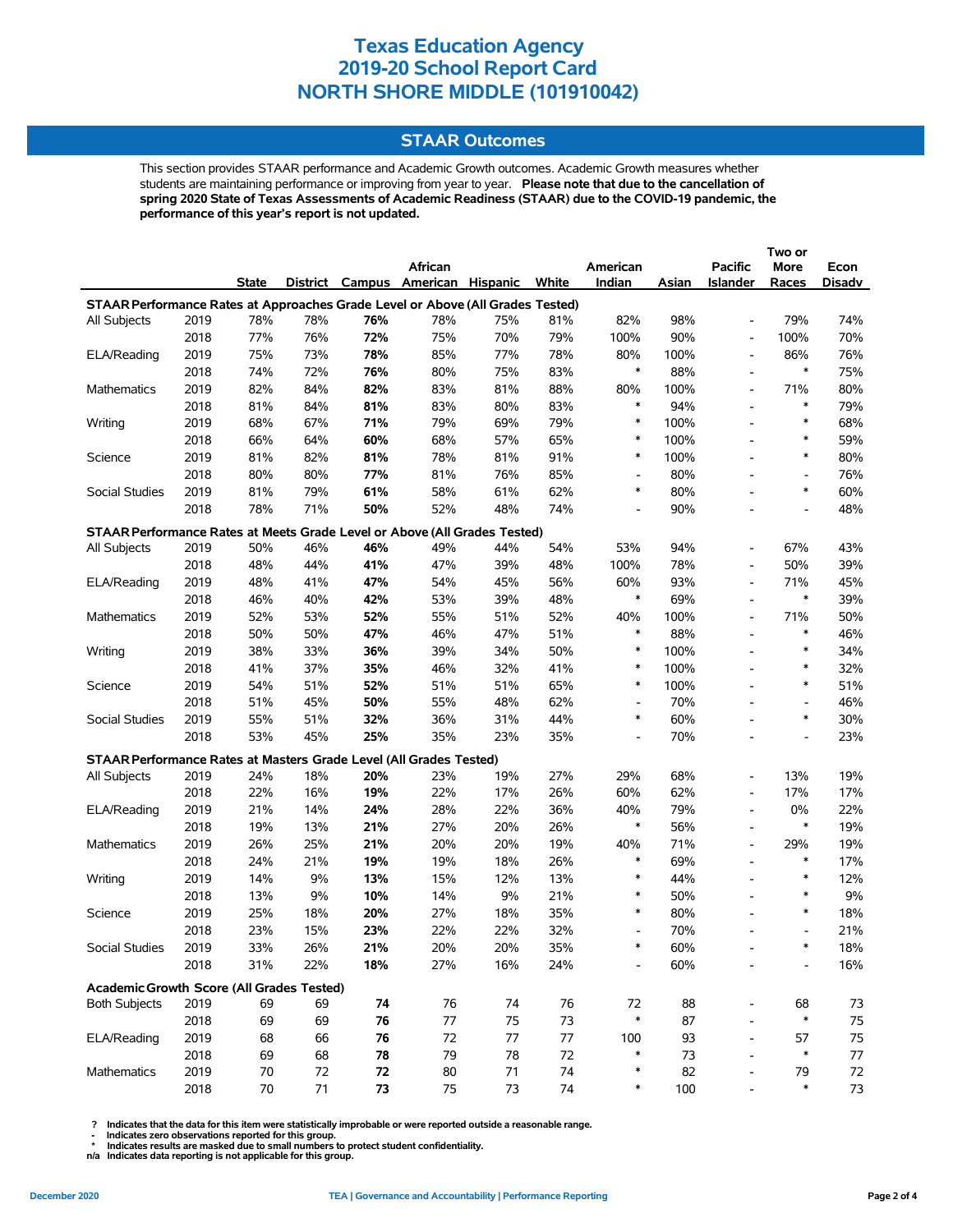# Texas Education Agency
# 2019-20 School Report Card
# NORTH SHORE MIDDLE (101910042)

## STAAR Outcomes

This section provides STAAR performance and Academic Growth outcomes. Academic Growth measures whether students are maintaining performance or improving from year to year. **Please note that due to the cancellation of spring 2020 State of Texas Assessments of Academic Readiness (STAAR) due to the COVID-19 pandemic, the performance of this year's report is not updated.**

| | | State | District | Campus | African American | Hispanic | White | American Indian | Asian | Pacific Islander | Two or More Races | Econ Disadv |
|---|---|---|---|---|---|---|---|---|---|---|---|---|
| **STAAR Performance Rates at Approaches Grade Level or Above (All Grades Tested)** | | | | | | | | | | | | |
| All Subjects | 2019 | 78% | 78% | **76%** | 78% | 75% | 81% | 82% | 98% | - | 79% | 74% |
| | 2018 | 77% | 76% | **72%** | 75% | 70% | 79% | 100% | 90% | - | 100% | 70% |
| ELA/Reading | 2019 | 75% | 73% | **78%** | 85% | 77% | 78% | 80% | 100% | - | 86% | 76% |
| | 2018 | 74% | 72% | **76%** | 80% | 75% | 83% | * | 88% | - | * | 75% |
| Mathematics | 2019 | 82% | 84% | **82%** | 83% | 81% | 88% | 80% | 100% | - | 71% | 80% |
| | 2018 | 81% | 84% | **81%** | 83% | 80% | 83% | * | 94% | - | * | 79% |
| Writing | 2019 | 68% | 67% | **71%** | 79% | 69% | 79% | * | 100% | - | * | 68% |
| | 2018 | 66% | 64% | **60%** | 68% | 57% | 65% | * | 100% | - | * | 59% |
| Science | 2019 | 81% | 82% | **81%** | 78% | 81% | 91% | * | 100% | - | * | 80% |
| | 2018 | 80% | 80% | **77%** | 81% | 76% | 85% | - | 80% | - | - | 76% |
| Social Studies | 2019 | 81% | 79% | **61%** | 58% | 61% | 62% | * | 80% | - | * | 60% |
| | 2018 | 78% | 71% | **50%** | 52% | 48% | 74% | - | 90% | - | - | 48% |
| **STAAR Performance Rates at Meets Grade Level or Above (All Grades Tested)** | | | | | | | | | | | | |
| All Subjects | 2019 | 50% | 46% | **46%** | 49% | 44% | 54% | 53% | 94% | - | 67% | 43% |
| | 2018 | 48% | 44% | **41%** | 47% | 39% | 48% | 100% | 78% | - | 50% | 39% |
| ELA/Reading | 2019 | 48% | 41% | **47%** | 54% | 45% | 56% | 60% | 93% | - | 71% | 45% |
| | 2018 | 46% | 40% | **42%** | 53% | 39% | 48% | * | 69% | - | * | 39% |
| Mathematics | 2019 | 52% | 53% | **52%** | 55% | 51% | 52% | 40% | 100% | - | 71% | 50% |
| | 2018 | 50% | 50% | **47%** | 46% | 47% | 51% | * | 88% | - | * | 46% |
| Writing | 2019 | 38% | 33% | **36%** | 39% | 34% | 50% | * | 100% | - | * | 34% |
| | 2018 | 41% | 37% | **35%** | 46% | 32% | 41% | * | 100% | - | * | 32% |
| Science | 2019 | 54% | 51% | **52%** | 51% | 51% | 65% | * | 100% | - | * | 51% |
| | 2018 | 51% | 45% | **50%** | 55% | 48% | 62% | - | 70% | - | - | 46% |
| Social Studies | 2019 | 55% | 51% | **32%** | 36% | 31% | 44% | * | 60% | - | * | 30% |
| | 2018 | 53% | 45% | **25%** | 35% | 23% | 35% | - | 70% | - | - | 23% |
| **STAAR Performance Rates at Masters Grade Level (All Grades Tested)** | | | | | | | | | | | | |
| All Subjects | 2019 | 24% | 18% | **20%** | 23% | 19% | 27% | 29% | 68% | - | 13% | 19% |
| | 2018 | 22% | 16% | **19%** | 22% | 17% | 26% | 60% | 62% | - | 17% | 17% |
| ELA/Reading | 2019 | 21% | 14% | **24%** | 28% | 22% | 36% | 40% | 79% | - | 0% | 22% |
| | 2018 | 19% | 13% | **21%** | 27% | 20% | 26% | * | 56% | - | * | 19% |
| Mathematics | 2019 | 26% | 25% | **21%** | 20% | 20% | 19% | 40% | 71% | - | 29% | 19% |
| | 2018 | 24% | 21% | **19%** | 19% | 18% | 26% | * | 69% | - | * | 17% |
| Writing | 2019 | 14% | 9% | **13%** | 15% | 12% | 13% | * | 44% | - | * | 12% |
| | 2018 | 13% | 9% | **10%** | 14% | 9% | 21% | * | 50% | - | * | 9% |
| Science | 2019 | 25% | 18% | **20%** | 27% | 18% | 35% | * | 80% | - | * | 18% |
| | 2018 | 23% | 15% | **23%** | 22% | 22% | 32% | - | 70% | - | - | 21% |
| Social Studies | 2019 | 33% | 26% | **21%** | 20% | 20% | 35% | * | 60% | - | * | 18% |
| | 2018 | 31% | 22% | **18%** | 27% | 16% | 24% | - | 60% | - | - | 16% |
| **Academic Growth Score (All Grades Tested)** | | | | | | | | | | | | |
| Both Subjects | 2019 | 69 | 69 | **74** | 76 | 74 | 76 | 72 | 88 | - | 68 | 73 |
| | 2018 | 69 | 69 | **76** | 77 | 75 | 73 | * | 87 | - | * | 75 |
| ELA/Reading | 2019 | 68 | 66 | **76** | 72 | 77 | 77 | 100 | 93 | - | 57 | 75 |
| | 2018 | 69 | 68 | **78** | 79 | 78 | 72 | * | 73 | - | * | 77 |
| Mathematics | 2019 | 70 | 72 | **72** | 80 | 71 | 74 | * | 82 | - | 79 | 72 |
| | 2018 | 70 | 71 | **73** | 75 | 73 | 74 | * | 100 | - | * | 73 |

**?** Indicates that the data for this item were statistically improbable or were reported outside a reasonable range.
**-** Indicates zero observations reported for this group.
**\*** Indicates results are masked due to small numbers to protect student confidentiality.
**n/a** Indicates data reporting is not applicable for this group.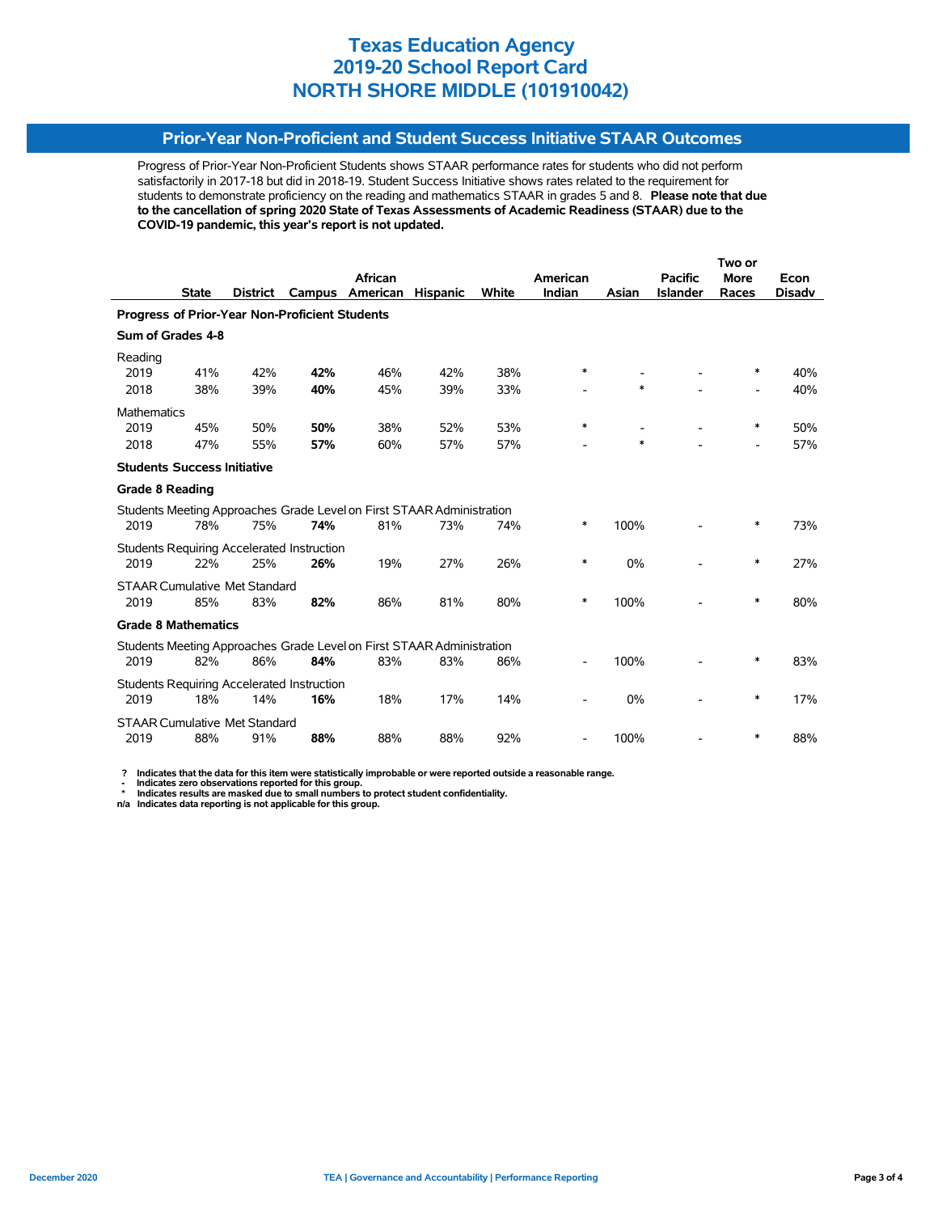# Texas Education Agency
# 2019-20 School Report Card
# NORTH SHORE MIDDLE (101910042)

## Prior-Year Non-Proficient and Student Success Initiative STAAR Outcomes

Progress of Prior-Year Non-Proficient Students shows STAAR performance rates for students who did not perform satisfactorily in 2017-18 but did in 2018-19. Student Success Initiative shows rates related to the requirement for students to demonstrate proficiency on the reading and mathematics STAAR in grades 5 and 8. **Please note that due to the cancellation of spring 2020 State of Texas Assessments of Academic Readiness (STAAR) due to the COVID-19 pandemic, this year's report is not updated.**

| | State | District | Campus | African American | Hispanic | White | American Indian | Asian | Pacific Islander | Two or More Races | Econ Disadv |
|---|---|---|---|---|---|---|---|---|---|---|---|
| **Progress of Prior-Year Non-Proficient Students** | | | | | | | | | | | |
| **Sum of Grades 4-8** | | | | | | | | | | | |
| Reading | | | | | | | | | | | |
| 2019 | 41% | 42% | **42%** | 46% | 42% | 38% | * | - | - | * | 40% |
| 2018 | 38% | 39% | **40%** | 45% | 39% | 33% | - | * | - | - | 40% |
| Mathematics | | | | | | | | | | | |
| 2019 | 45% | 50% | **50%** | 38% | 52% | 53% | * | - | - | * | 50% |
| 2018 | 47% | 55% | **57%** | 60% | 57% | 57% | - | * | - | - | 57% |
| **Students Success Initiative** | | | | | | | | | | | |
| **Grade 8 Reading** | | | | | | | | | | | |
| Students Meeting Approaches Grade Level on First STAAR Administration | | | | | | | | | | | |
| 2019 | 78% | 75% | **74%** | 81% | 73% | 74% | * | 100% | - | * | 73% |
| Students Requiring Accelerated Instruction | | | | | | | | | | | |
| 2019 | 22% | 25% | **26%** | 19% | 27% | 26% | * | 0% | - | * | 27% |
| STAAR Cumulative Met Standard | | | | | | | | | | | |
| 2019 | 85% | 83% | **82%** | 86% | 81% | 80% | * | 100% | - | * | 80% |
| **Grade 8 Mathematics** | | | | | | | | | | | |
| Students Meeting Approaches Grade Level on First STAAR Administration | | | | | | | | | | | |
| 2019 | 82% | 86% | **84%** | 83% | 83% | 86% | - | 100% | - | * | 83% |
| Students Requiring Accelerated Instruction | | | | | | | | | | | |
| 2019 | 18% | 14% | **16%** | 18% | 17% | 14% | - | 0% | - | * | 17% |
| STAAR Cumulative Met Standard | | | | | | | | | | | |
| 2019 | 88% | 91% | **88%** | 88% | 88% | 92% | - | 100% | - | * | 88% |

**?** Indicates that the data for this item were statistically improbable or were reported outside a reasonable range.
**-** Indicates zero observations reported for this group.
**\*** Indicates results are masked due to small numbers to protect student confidentiality.
**n/a** Indicates data reporting is not applicable for this group.